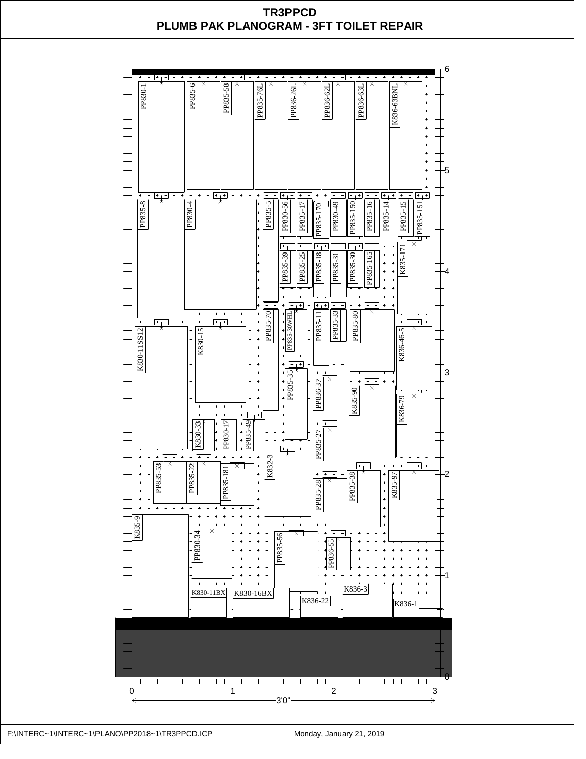# TR3PPCD
## PLUMB PAK PLANOGRAM - 3FT TOILET REPAIR

PP830-1
PP835-6
PP835-58
PP835-76L
PP836-26L
PP836-62L
PP836-63L
K836-63BNL

PP835-8
PP830-4
PP835-5
PP830-56
PP835-17
PP835-170
PP830-49
PP835-150
PP835-16
PP835-14
PP835-15
PP835-151

PP835-39
PP835-25
PP835-18
PP835-31
PP835-30
PP835-165
K835-171

PP835-70
PP835-30WHL
PP835-11
PP835-33
PP835-80

K830-11SS12
K830-15
K836-46-5

PP835-35
PP836-37
K835-90
K836-79

K830-33
PP830-17
PP835-49
PP835-27

PP835-53
PP835-22
PP835-181
K832-3
PP835-28
PP835-38
K835-97

K835-9
PP830-34
PP835-56
PP836-55

K830-11BX
K830-16BX
K836-22
K836-3
K836-1

3'0"

F:\INTERC~1\INTERC~1\PLANO\PP2018~1\TR3PPCD.ICP | Monday, January 21, 2019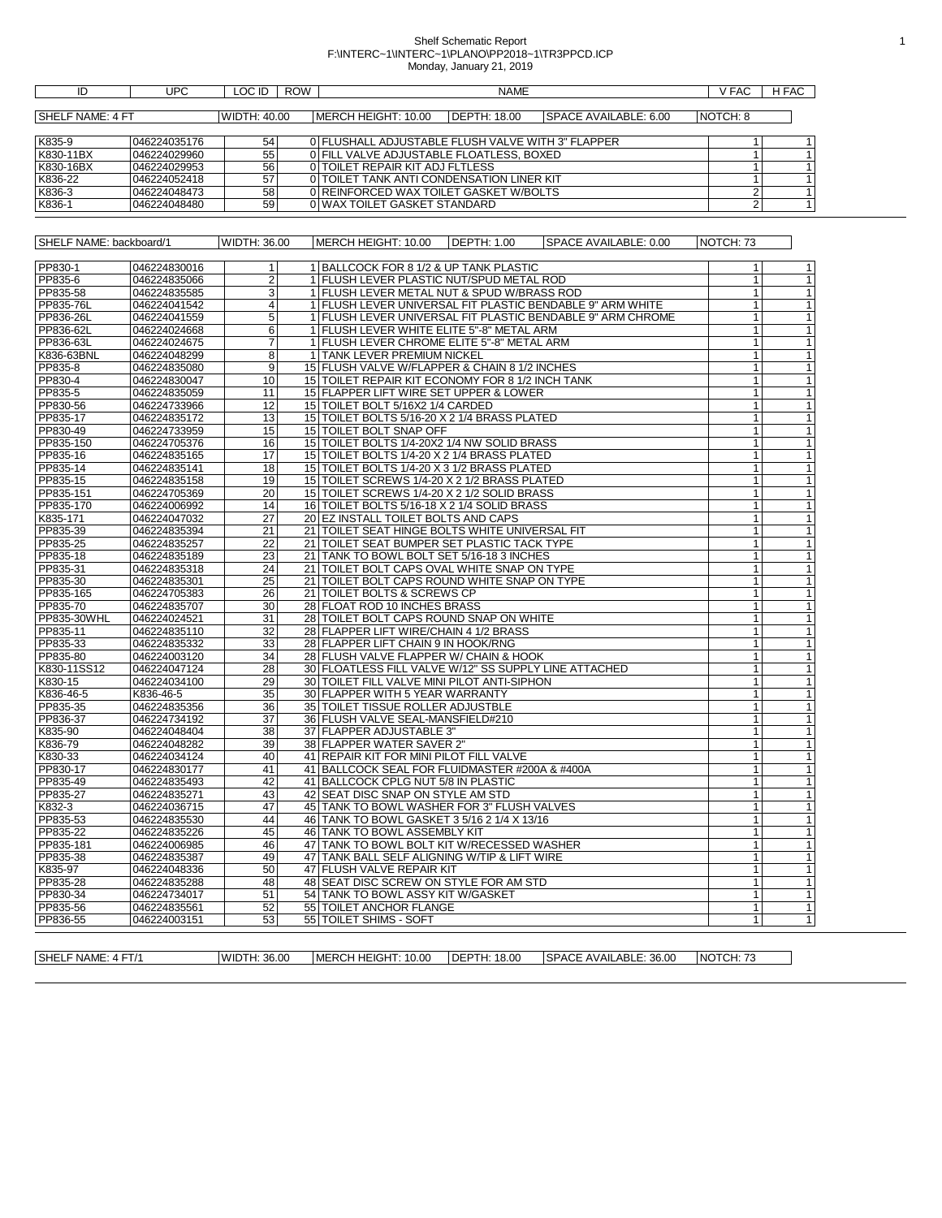# Shelf Schematic Report

F:\INTERC~1\INTERC~1\PLANO\PP2018~1\TR3PPCD.ICP

Monday, January 21, 2019

| ID | UPC | LOC ID | ROW | NAME | V FAC | H FAC |
|---|---|---|---|---|---|---|

| SHELF NAME: 4 FT | WIDTH: 40.00 | MERCH HEIGHT: 10.00 | DEPTH: 18.00 | SPACE AVAILABLE: 6.00 | NOTCH: 8 |
|---|---|---|---|---|---|

| ID | UPC | LOC ID | ROW | NAME | V FAC | H FAC |
|---|---|---|---|---|---|---|
| K835-9 | 046224035176 | 54 | 0 | FLUSHALL ADJUSTABLE FLUSH VALVE WITH 3" FLAPPER | 1 | 1 |
| K830-11BX | 046224029960 | 55 | 0 | FILL VALVE ADJUSTABLE FLOATLESS, BOXED | 1 | 1 |
| K830-16BX | 046224029953 | 56 | 0 | TOILET REPAIR KIT ADJ FLTLESS | 1 | 1 |
| K836-22 | 046224052418 | 57 | 0 | TOILET TANK ANTI CONDENSATION LINER KIT | 1 | 1 |
| K836-3 | 046224048473 | 58 | 0 | REINFORCED WAX TOILET GASKET W/BOLTS | 2 | 1 |
| K836-1 | 046224048480 | 59 | 0 | WAX TOILET GASKET STANDARD | 2 | 1 |

| SHELF NAME: backboard/1 | WIDTH: 36.00 | MERCH HEIGHT: 10.00 | DEPTH: 1.00 | SPACE AVAILABLE: 0.00 | NOTCH: 73 |
|---|---|---|---|---|---|

| ID | UPC | LOC ID | ROW | NAME | V FAC | H FAC |
|---|---|---|---|---|---|---|
| PP830-1 | 046224830016 | 1 | 1 | BALLCOCK FOR 8 1/2 & UP TANK PLASTIC | 1 | 1 |
| PP835-6 | 046224835066 | 2 | 1 | FLUSH LEVER PLASTIC NUT/SPUD METAL ROD | 1 | 1 |
| PP835-58 | 046224835585 | 3 | 1 | FLUSH LEVER METAL NUT & SPUD W/BRASS ROD | 1 | 1 |
| PP835-76L | 046224041542 | 4 | 1 | FLUSH LEVER UNIVERSAL FIT PLASTIC BENDABLE 9" ARM WHITE | 1 | 1 |
| PP836-26L | 046224041559 | 5 | 1 | FLUSH LEVER UNIVERSAL FIT PLASTIC BENDABLE 9" ARM CHROME | 1 | 1 |
| PP836-62L | 046224024668 | 6 | 1 | FLUSH LEVER WHITE ELITE 5"-8" METAL ARM | 1 | 1 |
| PP836-63L | 046224024675 | 7 | 1 | FLUSH LEVER CHROME ELITE 5"-8" METAL ARM | 1 | 1 |
| K836-63BNL | 046224048299 | 8 | 1 | TANK LEVER PREMIUM NICKEL | 1 | 1 |
| PP835-8 | 046224835080 | 9 | 15 | FLUSH VALVE W/FLAPPER & CHAIN 8 1/2 INCHES | 1 | 1 |
| PP830-4 | 046224830047 | 10 | 15 | TOILET REPAIR KIT ECONOMY FOR 8 1/2 INCH TANK | 1 | 1 |
| PP835-5 | 046224835059 | 11 | 15 | FLAPPER LIFT WIRE SET UPPER & LOWER | 1 | 1 |
| PP830-56 | 046224733966 | 12 | 15 | TOILET BOLT 5/16X2 1/4 CARDED | 1 | 1 |
| PP835-17 | 046224835172 | 13 | 15 | TOILET BOLTS 5/16-20 X 2 1/4 BRASS PLATED | 1 | 1 |
| PP830-49 | 046224733959 | 15 | 15 | TOILET BOLT SNAP OFF | 1 | 1 |
| PP835-150 | 046224705376 | 16 | 15 | TOILET BOLTS 1/4-20X2 1/4 NW SOLID BRASS | 1 | 1 |
| PP835-16 | 046224835165 | 17 | 15 | TOILET BOLTS 1/4-20 X 2 1/4 BRASS PLATED | 1 | 1 |
| PP835-14 | 046224835141 | 18 | 15 | TOILET BOLTS 1/4-20 X 3 1/2 BRASS PLATED | 1 | 1 |
| PP835-15 | 046224835158 | 19 | 15 | TOILET SCREWS 1/4-20 X 2 1/2 BRASS PLATED | 1 | 1 |
| PP835-151 | 046224705369 | 20 | 15 | TOILET SCREWS 1/4-20 X 2 1/2 SOLID BRASS | 1 | 1 |
| PP835-170 | 046224006092 | 14 | 16 | TOILET BOLTS 5/16-18 X 2 1/4 SOLID BRASS | 1 | 1 |
| K835-171 | 046224047032 | 27 | 20 | EZ INSTALL TOILET BOLTS AND CAPS | 1 | 1 |
| PP835-39 | 046224835394 | 21 | 21 | TOILET SEAT HINGE BOLTS WHITE UNIVERSAL FIT | 1 | 1 |
| PP835-25 | 046224835257 | 22 | 21 | TOILET SEAT BUMPER SET PLASTIC TACK TYPE | 1 | 1 |
| PP835-18 | 046224835189 | 23 | 21 | TANK TO BOWL BOLT SET 5/16-18 3 INCHES | 1 | 1 |
| PP835-31 | 046224835318 | 24 | 21 | TOILET BOLT CAPS OVAL WHITE SNAP ON TYPE | 1 | 1 |
| PP835-30 | 046224835301 | 25 | 21 | TOILET BOLT CAPS ROUND WHITE SNAP ON TYPE | 1 | 1 |
| PP835-165 | 046224705383 | 26 | 21 | TOILET BOLTS & SCREWS CP | 1 | 1 |
| PP835-70 | 046224835707 | 30 | 28 | FLOAT ROD 10 INCHES BRASS | 1 | 1 |
| PP835-30WHL | 046224024521 | 31 | 28 | TOILET BOLT CAPS ROUND SNAP ON WHITE | 1 | 1 |
| PP835-11 | 046224835110 | 32 | 28 | FLAPPER LIFT WIRE/CHAIN 4 1/2 BRASS | 1 | 1 |
| PP835-33 | 046224835332 | 33 | 28 | FLAPPER LIFT CHAIN 9 IN HOOK/RNG | 1 | 1 |
| PP835-80 | 046224003120 | 34 | 28 | FLUSH VALVE FLAPPER W/ CHAIN & HOOK | 1 | 1 |
| K830-11SS12 | 046224047124 | 28 | 30 | FLOATLESS FILL VALVE W/12" SS SUPPLY LINE ATTACHED | 1 | 1 |
| K830-15 | 046224034100 | 29 | 30 | TOILET FILL VALVE MINI PILOT ANTI-SIPHON | 1 | 1 |
| K836-46-5 | K836-46-5 | 35 | 30 | FLAPPER WITH 5 YEAR WARRANTY | 1 | 1 |
| PP835-35 | 046224835356 | 36 | 35 | TOILET TISSUE ROLLER ADJUSTBLE | 1 | 1 |
| PP836-37 | 046224734192 | 37 | 36 | FLUSH VALVE SEAL-MANSFIELD#210 | 1 | 1 |
| K835-90 | 046224048404 | 38 | 37 | FLAPPER ADJUSTABLE 3" | 1 | 1 |
| K836-79 | 046224048282 | 39 | 38 | FLAPPER WATER SAVER 2" | 1 | 1 |
| K830-33 | 046224034124 | 40 | 41 | REPAIR KIT FOR MINI PILOT FILL VALVE | 1 | 1 |
| PP830-17 | 046224830177 | 41 | 41 | BALLCOCK SEAL FOR FLUIDMASTER #200A & #400A | 1 | 1 |
| PP835-49 | 046224835493 | 42 | 41 | BALLCOCK CPLG NUT 5/8 IN PLASTIC | 1 | 1 |
| PP835-27 | 046224835271 | 43 | 42 | SEAT DISC SNAP ON STYLE AM STD | 1 | 1 |
| K832-3 | 046224036715 | 47 | 45 | TANK TO BOWL WASHER FOR 3" FLUSH VALVES | 1 | 1 |
| PP835-53 | 046224835530 | 44 | 46 | TANK TO BOWL GASKET 3 5/16 2 1/4 X 13/16 | 1 | 1 |
| PP835-22 | 046224835226 | 45 | 46 | TANK TO BOWL ASSEMBLY KIT | 1 | 1 |
| PP835-181 | 046224006985 | 46 | 47 | TANK TO BOWL BOLT KIT W/RECESSED WASHER | 1 | 1 |
| PP835-38 | 046224835387 | 49 | 47 | TANK BALL SELF ALIGNING W/TIP & LIFT WIRE | 1 | 1 |
| K835-97 | 046224048336 | 50 | 47 | FLUSH VALVE REPAIR KIT | 1 | 1 |
| PP835-28 | 046224835288 | 48 | 48 | SEAT DISC SCREW ON STYLE FOR AM STD | 1 | 1 |
| PP830-34 | 046224734017 | 51 | 54 | TANK TO BOWL ASSY KIT W/GASKET | 1 | 1 |
| PP835-56 | 046224835561 | 52 | 55 | TOILET ANCHOR FLANGE | 1 | 1 |
| PP836-55 | 046224003151 | 53 | 55 | TOILET SHIMS - SOFT | 1 | 1 |

| SHELF NAME: 4 FT/1 | WIDTH: 36.00 | MERCH HEIGHT: 10.00 | DEPTH: 18.00 | SPACE AVAILABLE: 36.00 | NOTCH: 73 |
|---|---|---|---|---|---|